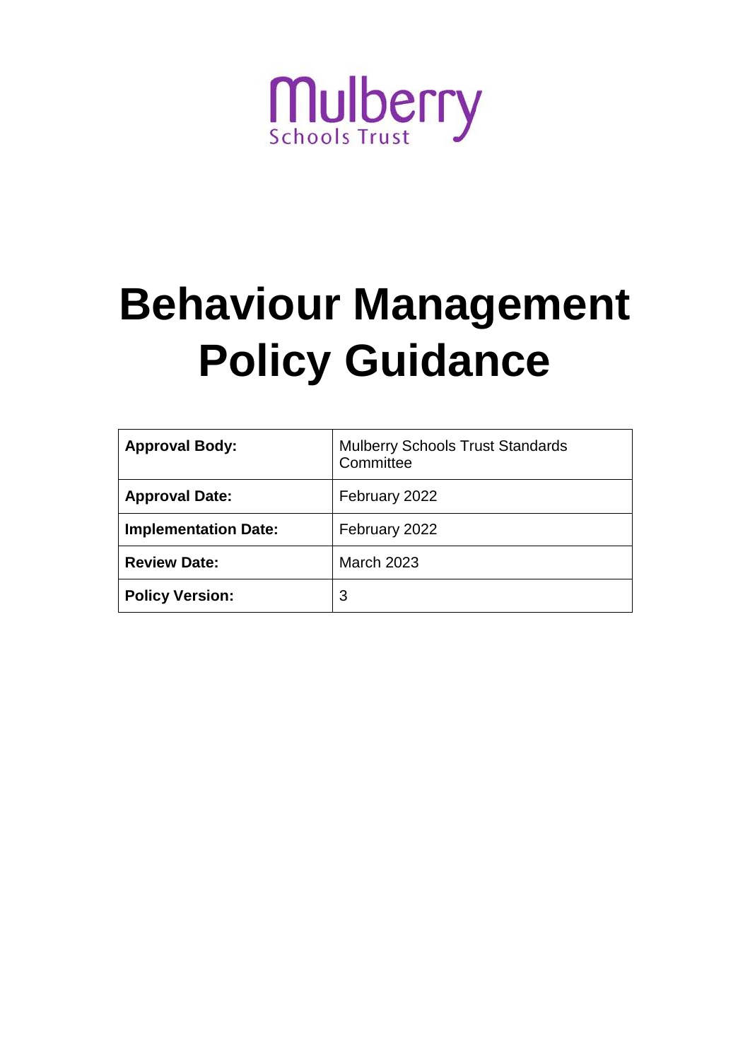Mulberry
Schools Trust

# Behaviour Management Policy Guidance

| | |
|---|---|
| **Approval Body:** | Mulberry Schools Trust Standards Committee |
| **Approval Date:** | February 2022 |
| **Implementation Date:** | February 2022 |
| **Review Date:** | March 2023 |
| **Policy Version:** | 3 |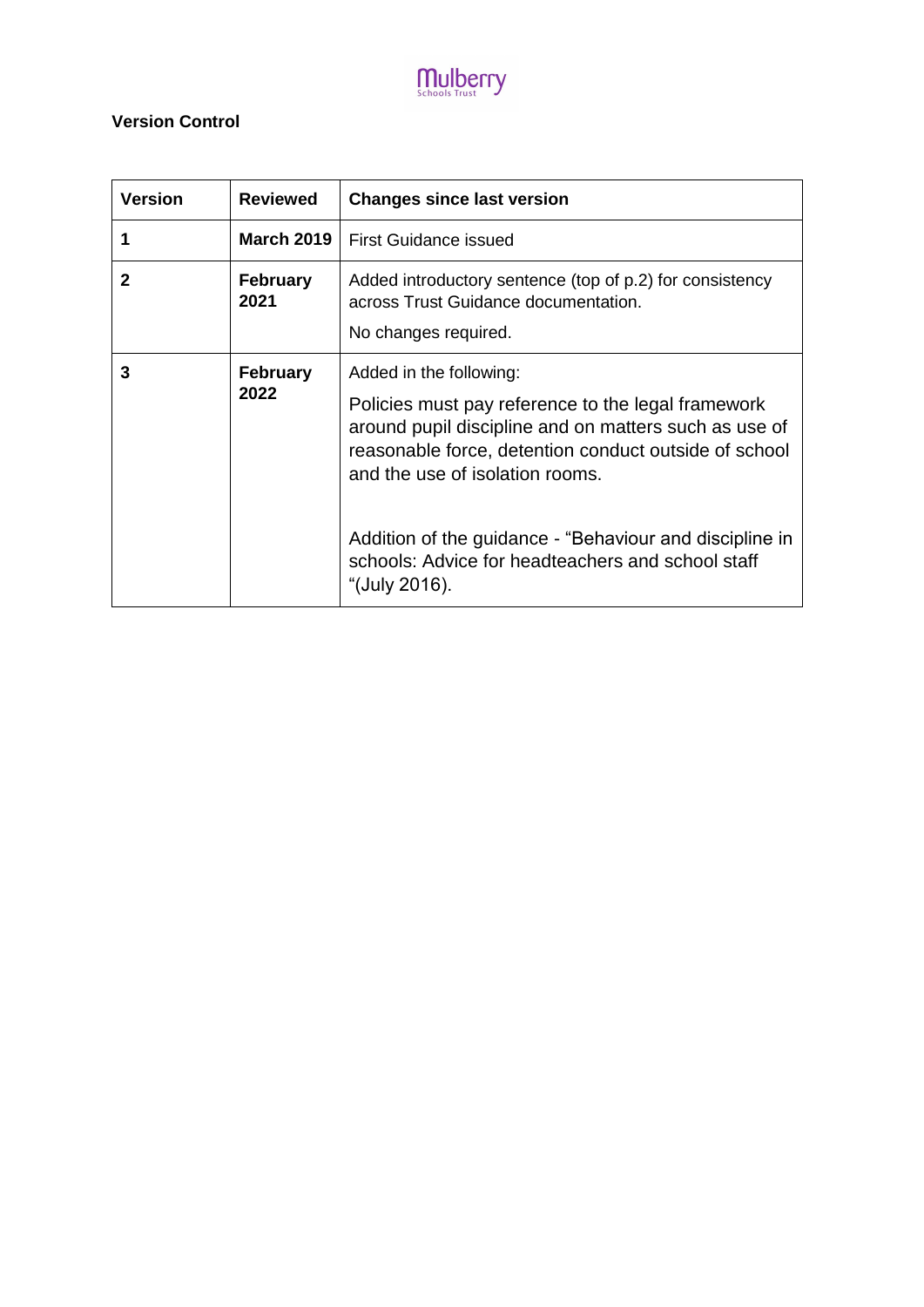**Version Control**

| Version | Reviewed | Changes since last version |
|---|---|---|
| **1** | **March 2019** | First Guidance issued |
| **2** | **February 2021** | Added introductory sentence (top of p.2) for consistency across Trust Guidance documentation.<br><br>No changes required. |
| **3** | **February 2022** | Added in the following:<br><br>Policies must pay reference to the legal framework around pupil discipline and on matters such as use of reasonable force, detention conduct outside of school and the use of isolation rooms.<br><br>Addition of the guidance - "Behaviour and discipline in schools: Advice for headteachers and school staff "(July 2016). |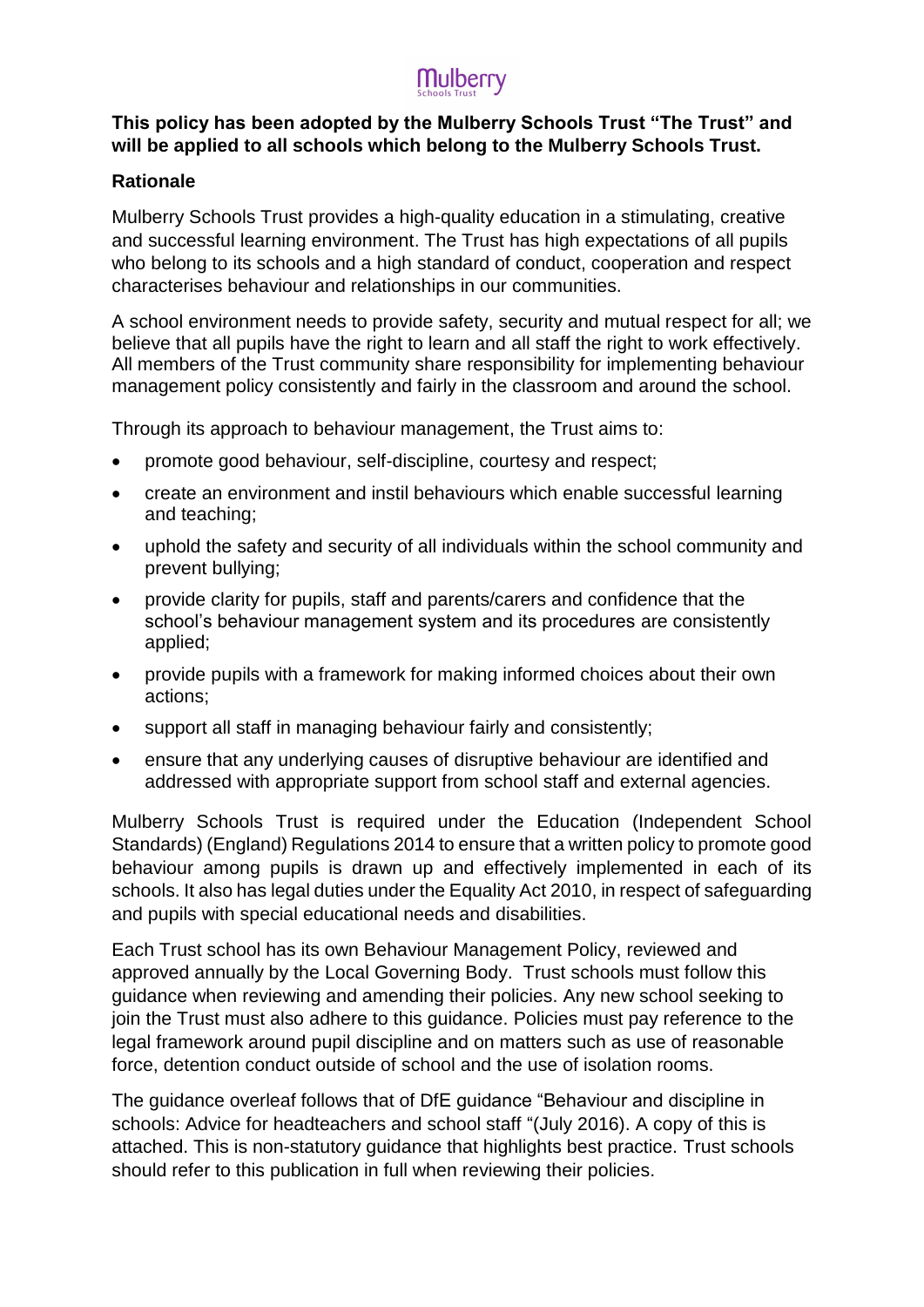**This policy has been adopted by the Mulberry Schools Trust "The Trust" and will be applied to all schools which belong to the Mulberry Schools Trust.**

**Rationale**

Mulberry Schools Trust provides a high-quality education in a stimulating, creative and successful learning environment. The Trust has high expectations of all pupils who belong to its schools and a high standard of conduct, cooperation and respect characterises behaviour and relationships in our communities.

A school environment needs to provide safety, security and mutual respect for all; we believe that all pupils have the right to learn and all staff the right to work effectively. All members of the Trust community share responsibility for implementing behaviour management policy consistently and fairly in the classroom and around the school.

Through its approach to behaviour management, the Trust aims to:

- promote good behaviour, self-discipline, courtesy and respect;
- create an environment and instil behaviours which enable successful learning and teaching;
- uphold the safety and security of all individuals within the school community and prevent bullying;
- provide clarity for pupils, staff and parents/carers and confidence that the school's behaviour management system and its procedures are consistently applied;
- provide pupils with a framework for making informed choices about their own actions;
- support all staff in managing behaviour fairly and consistently;
- ensure that any underlying causes of disruptive behaviour are identified and addressed with appropriate support from school staff and external agencies.

Mulberry Schools Trust is required under the Education (Independent School Standards) (England) Regulations 2014 to ensure that a written policy to promote good behaviour among pupils is drawn up and effectively implemented in each of its schools. It also has legal duties under the Equality Act 2010, in respect of safeguarding and pupils with special educational needs and disabilities.

Each Trust school has its own Behaviour Management Policy, reviewed and approved annually by the Local Governing Body. Trust schools must follow this guidance when reviewing and amending their policies. Any new school seeking to join the Trust must also adhere to this guidance. Policies must pay reference to the legal framework around pupil discipline and on matters such as use of reasonable force, detention conduct outside of school and the use of isolation rooms.

The guidance overleaf follows that of DfE guidance "Behaviour and discipline in schools: Advice for headteachers and school staff "(July 2016). A copy of this is attached. This is non-statutory guidance that highlights best practice. Trust schools should refer to this publication in full when reviewing their policies.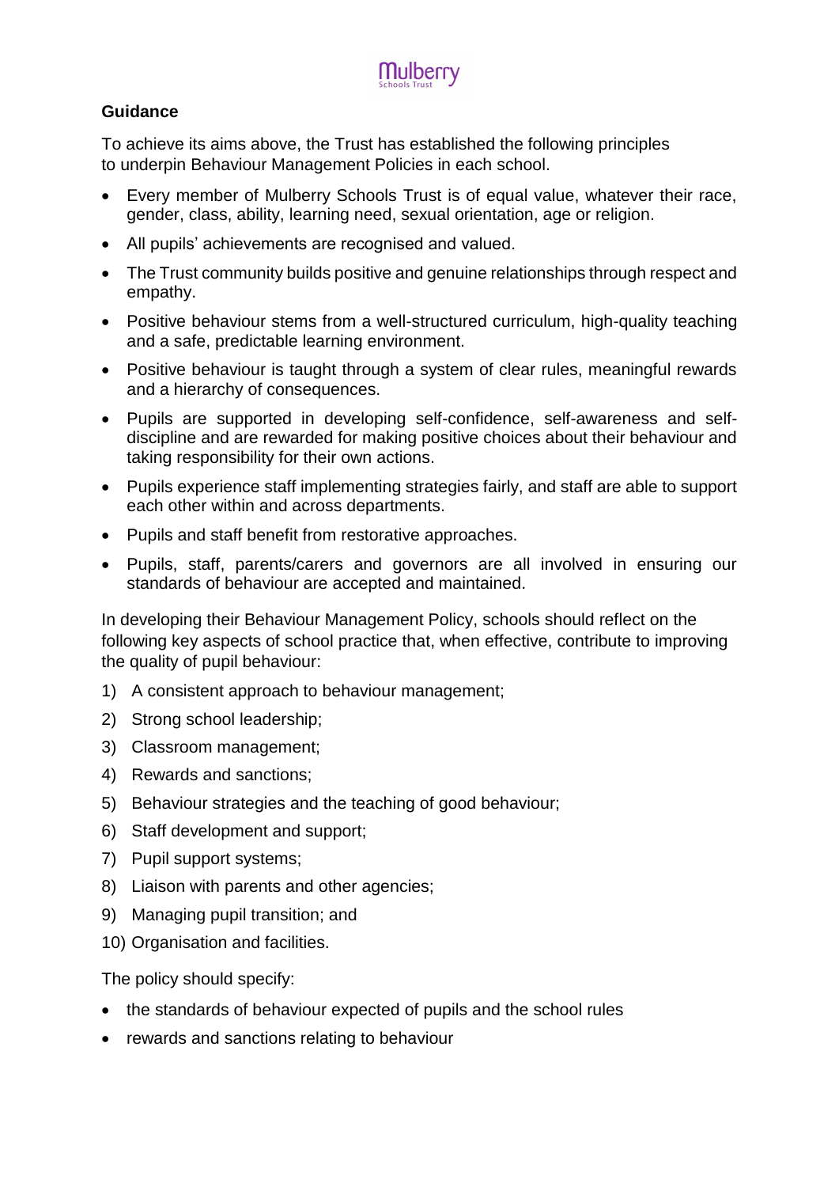## Guidance

To achieve its aims above, the Trust has established the following principles to underpin Behaviour Management Policies in each school.

- Every member of Mulberry Schools Trust is of equal value, whatever their race, gender, class, ability, learning need, sexual orientation, age or religion.
- All pupils' achievements are recognised and valued.
- The Trust community builds positive and genuine relationships through respect and empathy.
- Positive behaviour stems from a well-structured curriculum, high-quality teaching and a safe, predictable learning environment.
- Positive behaviour is taught through a system of clear rules, meaningful rewards and a hierarchy of consequences.
- Pupils are supported in developing self-confidence, self-awareness and self-discipline and are rewarded for making positive choices about their behaviour and taking responsibility for their own actions.
- Pupils experience staff implementing strategies fairly, and staff are able to support each other within and across departments.
- Pupils and staff benefit from restorative approaches.
- Pupils, staff, parents/carers and governors are all involved in ensuring our standards of behaviour are accepted and maintained.

In developing their Behaviour Management Policy, schools should reflect on the following key aspects of school practice that, when effective, contribute to improving the quality of pupil behaviour:

1) A consistent approach to behaviour management;
2) Strong school leadership;
3) Classroom management;
4) Rewards and sanctions;
5) Behaviour strategies and the teaching of good behaviour;
6) Staff development and support;
7) Pupil support systems;
8) Liaison with parents and other agencies;
9) Managing pupil transition; and
10) Organisation and facilities.

The policy should specify:

- the standards of behaviour expected of pupils and the school rules
- rewards and sanctions relating to behaviour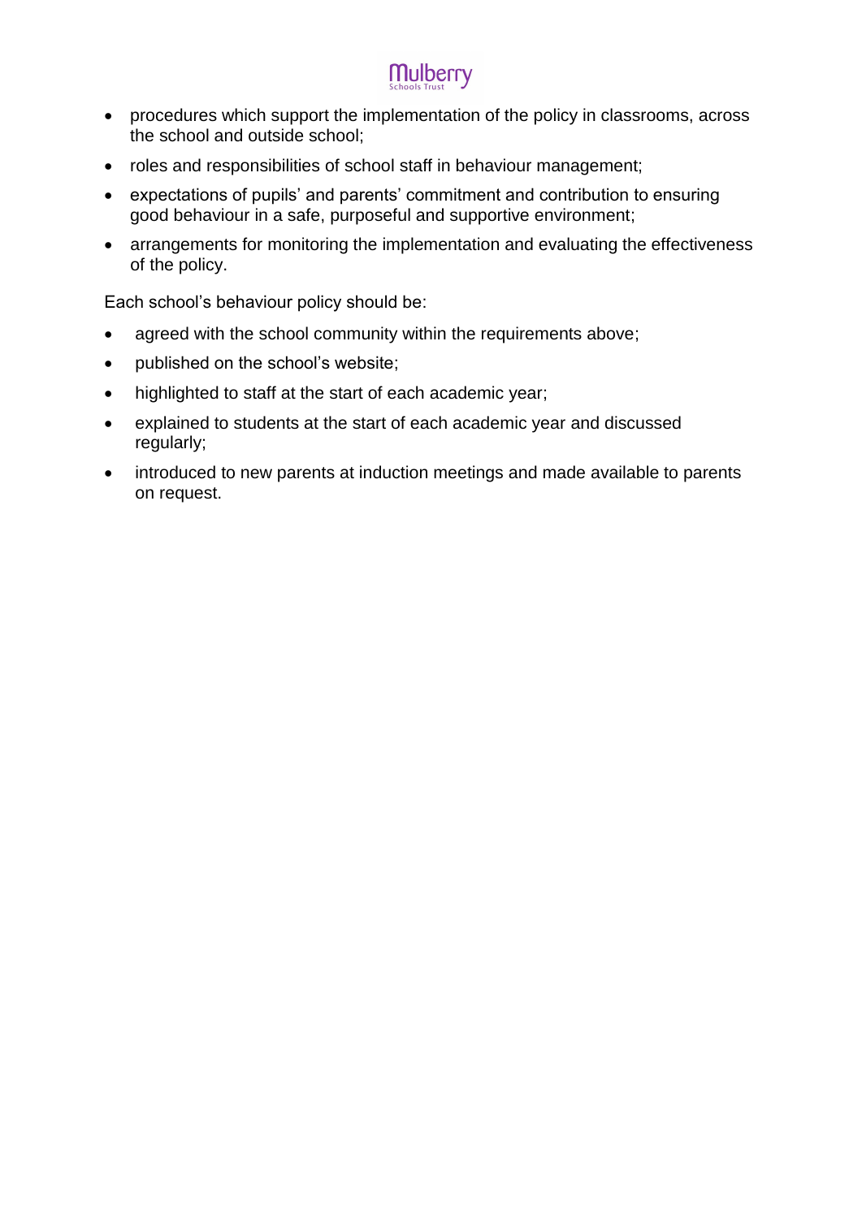- procedures which support the implementation of the policy in classrooms, across the school and outside school;
- roles and responsibilities of school staff in behaviour management;
- expectations of pupils' and parents' commitment and contribution to ensuring good behaviour in a safe, purposeful and supportive environment;
- arrangements for monitoring the implementation and evaluating the effectiveness of the policy.

Each school's behaviour policy should be:

- agreed with the school community within the requirements above;
- published on the school's website;
- highlighted to staff at the start of each academic year;
- explained to students at the start of each academic year and discussed regularly;
- introduced to new parents at induction meetings and made available to parents on request.